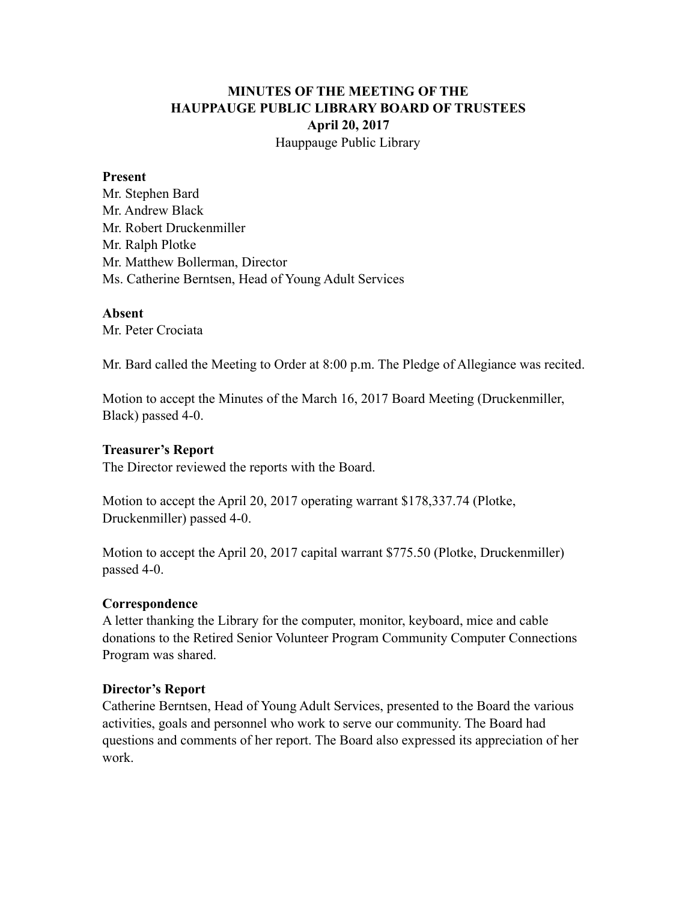**MINUTES OF THE MEETING OF THE**
**HAUPPAUGE PUBLIC LIBRARY BOARD OF TRUSTEES**
**April 20, 2017**
Hauppauge Public Library

**Present**
Mr. Stephen Bard
Mr. Andrew Black
Mr. Robert Druckenmiller
Mr. Ralph Plotke
Mr. Matthew Bollerman, Director
Ms. Catherine Berntsen, Head of Young Adult Services

**Absent**
Mr. Peter Crociata

Mr. Bard called the Meeting to Order at 8:00 p.m. The Pledge of Allegiance was recited.

Motion to accept the Minutes of the March 16, 2017 Board Meeting (Druckenmiller, Black) passed 4-0.

**Treasurer's Report**
The Director reviewed the reports with the Board.

Motion to accept the April 20, 2017 operating warrant $178,337.74 (Plotke, Druckenmiller) passed 4-0.

Motion to accept the April 20, 2017 capital warrant $775.50 (Plotke, Druckenmiller) passed 4-0.

**Correspondence**
A letter thanking the Library for the computer, monitor, keyboard, mice and cable donations to the Retired Senior Volunteer Program Community Computer Connections Program was shared.

**Director's Report**
Catherine Berntsen, Head of Young Adult Services, presented to the Board the various activities, goals and personnel who work to serve our community. The Board had questions and comments of her report. The Board also expressed its appreciation of her work.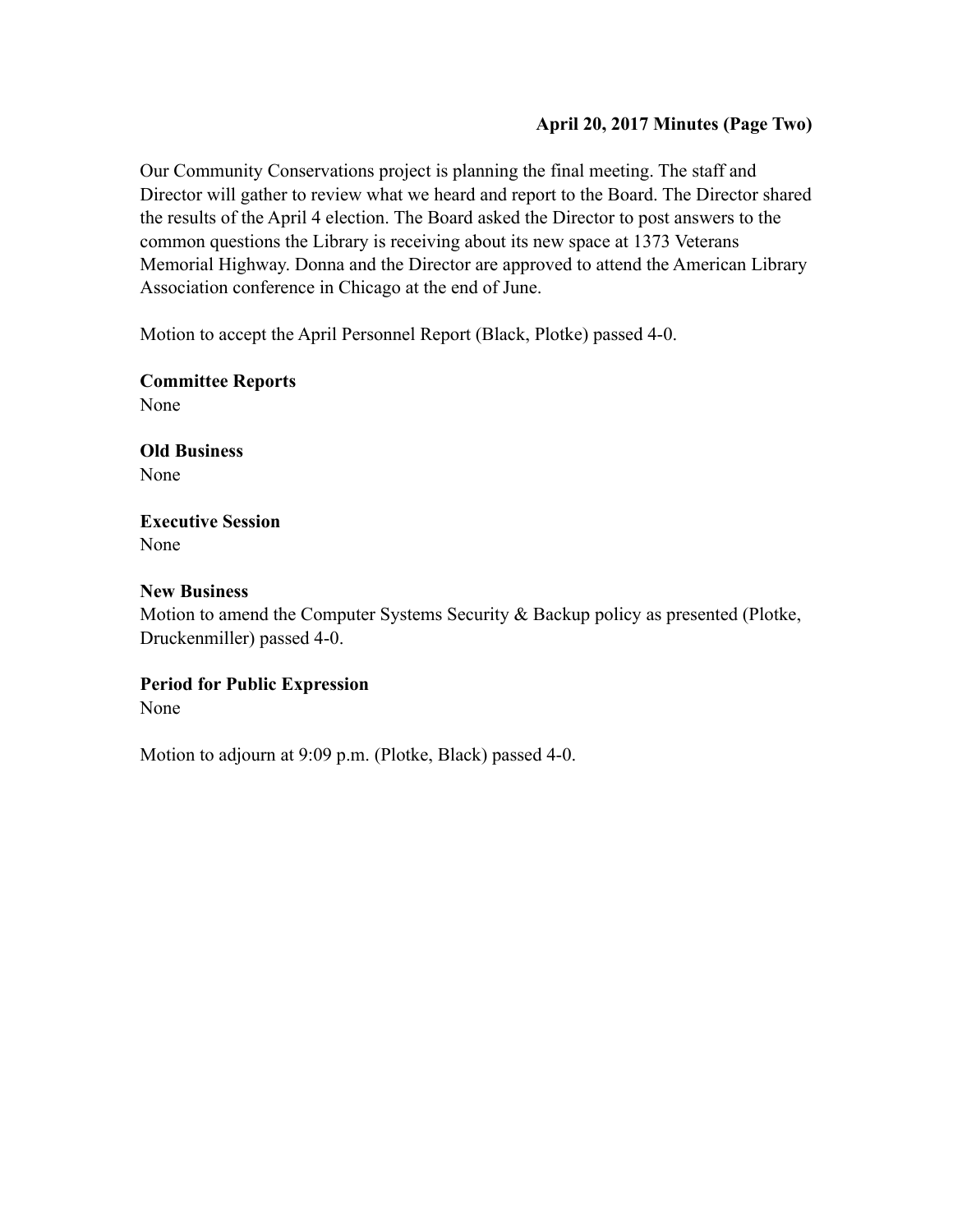**April 20, 2017 Minutes (Page Two)**

Our Community Conservations project is planning the final meeting. The staff and Director will gather to review what we heard and report to the Board. The Director shared the results of the April 4 election. The Board asked the Director to post answers to the common questions the Library is receiving about its new space at 1373 Veterans Memorial Highway. Donna and the Director are approved to attend the American Library Association conference in Chicago at the end of June.

Motion to accept the April Personnel Report (Black, Plotke) passed 4-0.

**Committee Reports**
None

**Old Business**
None

**Executive Session**
None

**New Business**
Motion to amend the Computer Systems Security & Backup policy as presented (Plotke, Druckenmiller) passed 4-0.

**Period for Public Expression**
None

Motion to adjourn at 9:09 p.m. (Plotke, Black) passed 4-0.